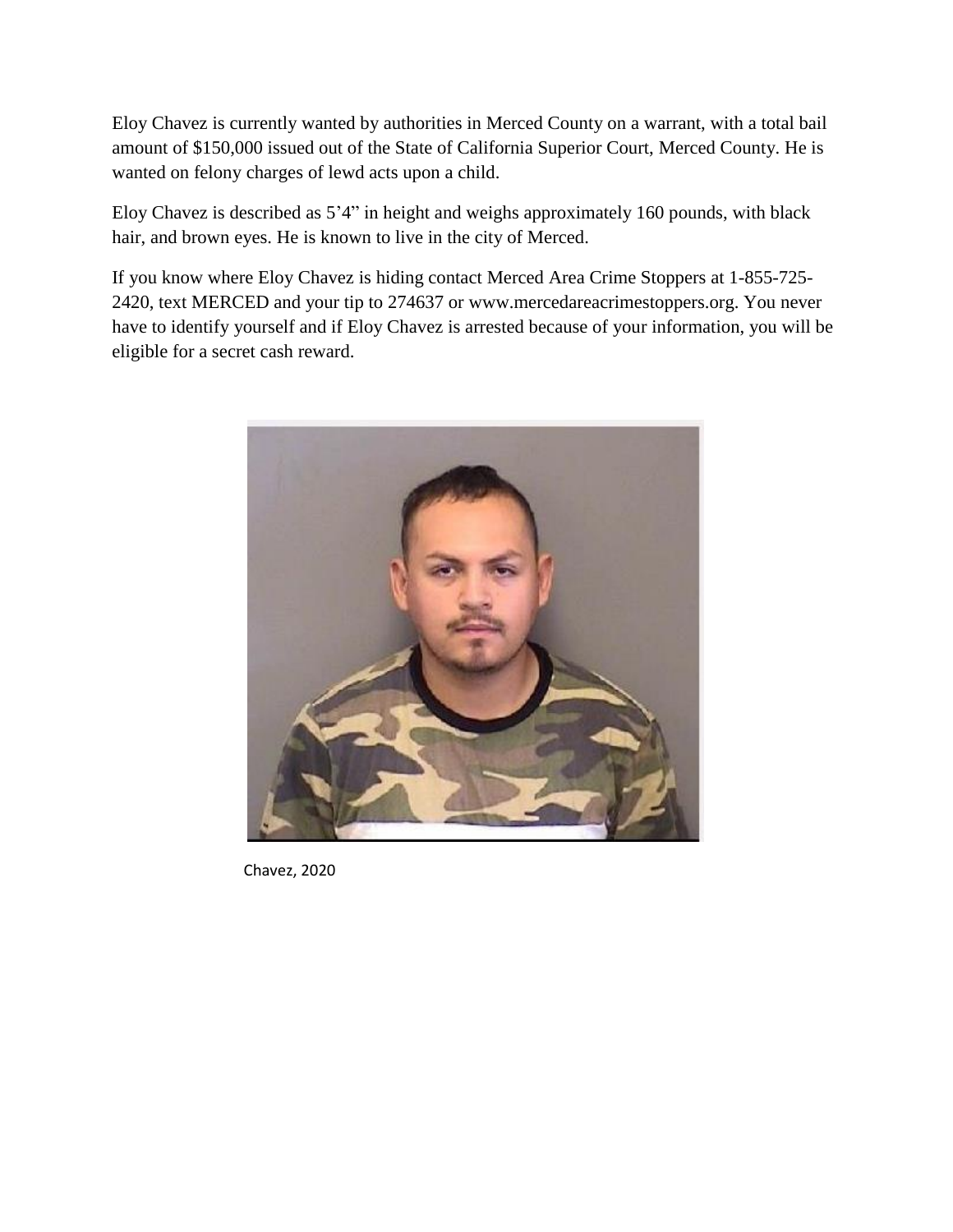Eloy Chavez is currently wanted by authorities in Merced County on a warrant, with a total bail amount of $150,000 issued out of the State of California Superior Court, Merced County. He is wanted on felony charges of lewd acts upon a child.

Eloy Chavez is described as 5'4" in height and weighs approximately 160 pounds, with black hair, and brown eyes. He is known to live in the city of Merced.

If you know where Eloy Chavez is hiding contact Merced Area Crime Stoppers at 1-855-725-2420, text MERCED and your tip to 274637 or www.mercedareacrimestoppers.org. You never have to identify yourself and if Eloy Chavez is arrested because of your information, you will be eligible for a secret cash reward.

Chavez, 2020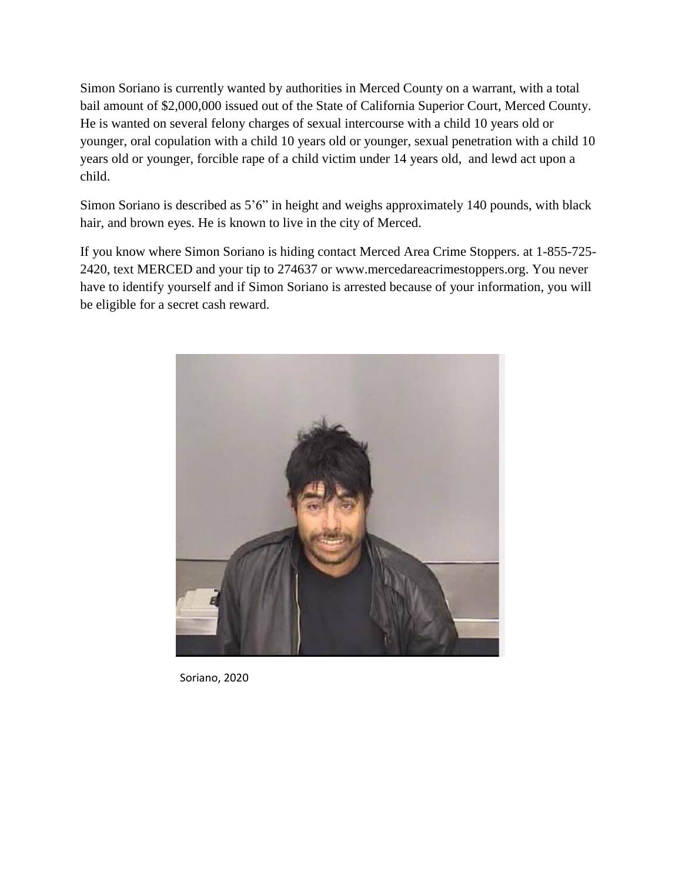Simon Soriano is currently wanted by authorities in Merced County on a warrant, with a total bail amount of $2,000,000 issued out of the State of California Superior Court, Merced County. He is wanted on several felony charges of sexual intercourse with a child 10 years old or younger, oral copulation with a child 10 years old or younger, sexual penetration with a child 10 years old or younger, forcible rape of a child victim under 14 years old, and lewd act upon a child.

Simon Soriano is described as 5'6" in height and weighs approximately 140 pounds, with black hair, and brown eyes. He is known to live in the city of Merced.

If you know where Simon Soriano is hiding contact Merced Area Crime Stoppers. at 1-855-725-2420, text MERCED and your tip to 274637 or www.mercedareacrimestoppers.org. You never have to identify yourself and if Simon Soriano is arrested because of your information, you will be eligible for a secret cash reward.

Soriano, 2020